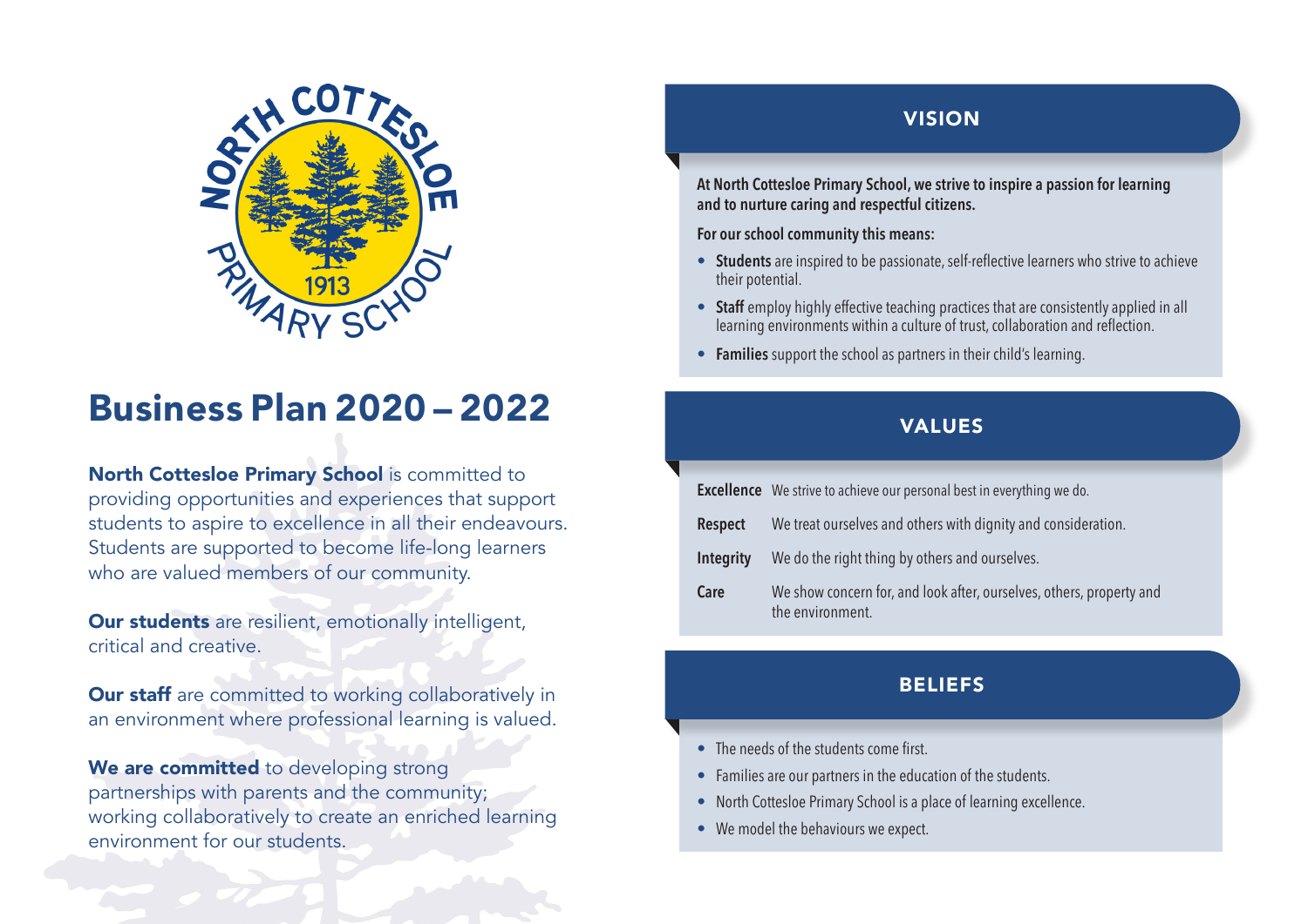NORTH COTTESLOE PRIMARY SCHOOL 1913

# Business Plan 2020 – 2022

**North Cottesloe Primary School** is committed to providing opportunities and experiences that support students to aspire to excellence in all their endeavours. Students are supported to become life-long learners who are valued members of our community.

**Our students** are resilient, emotionally intelligent, critical and creative.

**Our staff** are committed to working collaboratively in an environment where professional learning is valued.

**We are committed** to developing strong partnerships with parents and the community; working collaboratively to create an enriched learning environment for our students.

## VISION

**At North Cottesloe Primary School, we strive to inspire a passion for learning and to nurture caring and respectful citizens.**

**For our school community this means:**

- **Students** are inspired to be passionate, self-reflective learners who strive to achieve their potential.
- **Staff** employ highly effective teaching practices that are consistently applied in all learning environments within a culture of trust, collaboration and reflection.
- **Families** support the school as partners in their child's learning.

## VALUES

| | |
|---|---|
| **Excellence** | We strive to achieve our personal best in everything we do. |
| **Respect** | We treat ourselves and others with dignity and consideration. |
| **Integrity** | We do the right thing by others and ourselves. |
| **Care** | We show concern for, and look after, ourselves, others, property and the environment. |

## BELIEFS

- The needs of the students come first.
- Families are our partners in the education of the students.
- North Cottesloe Primary School is a place of learning excellence.
- We model the behaviours we expect.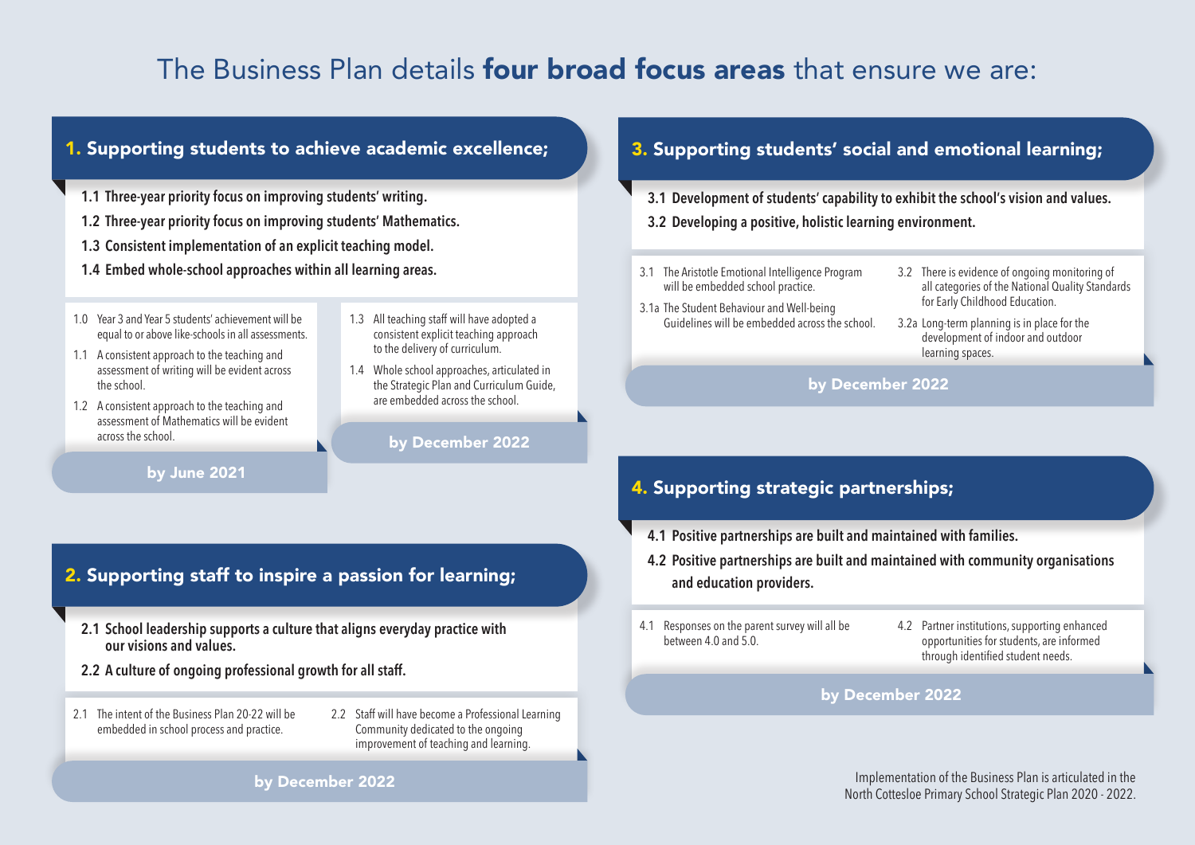# The Business Plan details **four broad focus areas** that ensure we are:

## 1. Supporting students to achieve academic excellence;

**1.1 Three-year priority focus on improving students' writing.**

**1.2 Three-year priority focus on improving students' Mathematics.**

**1.3 Consistent implementation of an explicit teaching model.**

**1.4 Embed whole-school approaches within all learning areas.**

1.0 Year 3 and Year 5 students' achievement will be equal to or above like-schools in all assessments.

1.1 A consistent approach to the teaching and assessment of writing will be evident across the school.

1.2 A consistent approach to the teaching and assessment of Mathematics will be evident across the school.

**by June 2021**

1.3 All teaching staff will have adopted a consistent explicit teaching approach to the delivery of curriculum.

1.4 Whole school approaches, articulated in the Strategic Plan and Curriculum Guide, are embedded across the school.

**by December 2022**

## 2. Supporting staff to inspire a passion for learning;

**2.1 School leadership supports a culture that aligns everyday practice with our visions and values.**

**2.2 A culture of ongoing professional growth for all staff.**

2.1 The intent of the Business Plan 20-22 will be embedded in school process and practice.

2.2 Staff will have become a Professional Learning Community dedicated to the ongoing improvement of teaching and learning.

**by December 2022**

## 3. Supporting students' social and emotional learning;

**3.1 Development of students' capability to exhibit the school's vision and values.**

**3.2 Developing a positive, holistic learning environment.**

3.1 The Aristotle Emotional Intelligence Program will be embedded school practice.

3.1a The Student Behaviour and Well-being Guidelines will be embedded across the school.

3.2 There is evidence of ongoing monitoring of all categories of the National Quality Standards for Early Childhood Education.

3.2a Long-term planning is in place for the development of indoor and outdoor learning spaces.

**by December 2022**

## 4. Supporting strategic partnerships;

**4.1 Positive partnerships are built and maintained with families.**

**4.2 Positive partnerships are built and maintained with community organisations and education providers.**

4.1 Responses on the parent survey will all be between 4.0 and 5.0.

4.2 Partner institutions, supporting enhanced opportunities for students, are informed through identified student needs.

**by December 2022**

Implementation of the Business Plan is articulated in the North Cottesloe Primary School Strategic Plan 2020 - 2022.